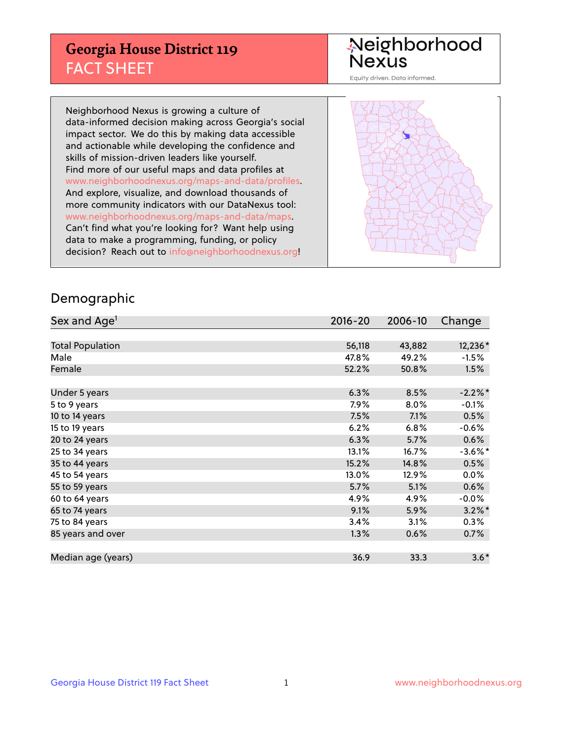# Georgia House District 119
## FACT SHEET

Neighborhood Nexus
Equity driven. Data informed.

Neighborhood Nexus is growing a culture of data-informed decision making across Georgia's social impact sector. We do this by making data accessible and actionable while developing the confidence and skills of mission-driven leaders like yourself. Find more of our useful maps and data profiles at www.neighborhoodnexus.org/maps-and-data/profiles. And explore, visualize, and download thousands of more community indicators with our DataNexus tool: www.neighborhoodnexus.org/maps-and-data/maps. Can't find what you're looking for? Want help using data to make a programming, funding, or policy decision? Reach out to info@neighborhoodnexus.org!

## Demographic

| Sex and Age[1] | 2016-20 | 2006-10 | Change |
|---|---|---|---|
| Total Population | 56,118 | 43,882 | 12,236* |
| Male | 47.8% | 49.2% | -1.5% |
| Female | 52.2% | 50.8% | 1.5% |
| | | | |
| Under 5 years | 6.3% | 8.5% | -2.2%* |
| 5 to 9 years | 7.9% | 8.0% | -0.1% |
| 10 to 14 years | 7.5% | 7.1% | 0.5% |
| 15 to 19 years | 6.2% | 6.8% | -0.6% |
| 20 to 24 years | 6.3% | 5.7% | 0.6% |
| 25 to 34 years | 13.1% | 16.7% | -3.6%* |
| 35 to 44 years | 15.2% | 14.8% | 0.5% |
| 45 to 54 years | 13.0% | 12.9% | 0.0% |
| 55 to 59 years | 5.7% | 5.1% | 0.6% |
| 60 to 64 years | 4.9% | 4.9% | -0.0% |
| 65 to 74 years | 9.1% | 5.9% | 3.2%* |
| 75 to 84 years | 3.4% | 3.1% | 0.3% |
| 85 years and over | 1.3% | 0.6% | 0.7% |
| | | | |
| Median age (years) | 36.9 | 33.3 | 3.6* |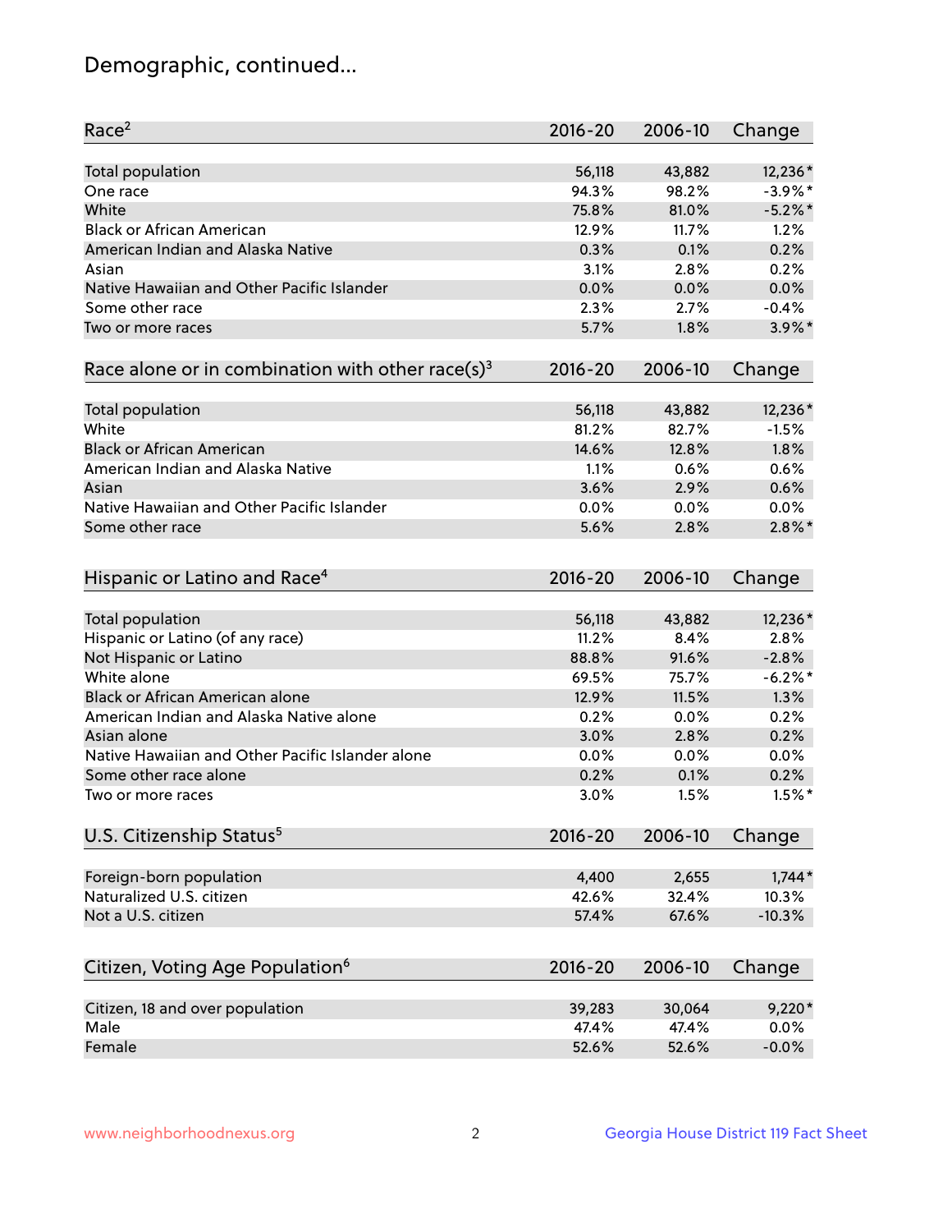# Demographic, continued...

| Race[2] | 2016-20 | 2006-10 | Change |
|---|---|---|---|
| Total population | 56,118 | 43,882 | 12,236* |
| One race | 94.3% | 98.2% | -3.9%* |
| White | 75.8% | 81.0% | -5.2%* |
| Black or African American | 12.9% | 11.7% | 1.2% |
| American Indian and Alaska Native | 0.3% | 0.1% | 0.2% |
| Asian | 3.1% | 2.8% | 0.2% |
| Native Hawaiian and Other Pacific Islander | 0.0% | 0.0% | 0.0% |
| Some other race | 2.3% | 2.7% | -0.4% |
| Two or more races | 5.7% | 1.8% | 3.9%* |

| Race alone or in combination with other race(s)[3] | 2016-20 | 2006-10 | Change |
|---|---|---|---|
| Total population | 56,118 | 43,882 | 12,236* |
| White | 81.2% | 82.7% | -1.5% |
| Black or African American | 14.6% | 12.8% | 1.8% |
| American Indian and Alaska Native | 1.1% | 0.6% | 0.6% |
| Asian | 3.6% | 2.9% | 0.6% |
| Native Hawaiian and Other Pacific Islander | 0.0% | 0.0% | 0.0% |
| Some other race | 5.6% | 2.8% | 2.8%* |

| Hispanic or Latino and Race[4] | 2016-20 | 2006-10 | Change |
|---|---|---|---|
| Total population | 56,118 | 43,882 | 12,236* |
| Hispanic or Latino (of any race) | 11.2% | 8.4% | 2.8% |
| Not Hispanic or Latino | 88.8% | 91.6% | -2.8% |
| White alone | 69.5% | 75.7% | -6.2%* |
| Black or African American alone | 12.9% | 11.5% | 1.3% |
| American Indian and Alaska Native alone | 0.2% | 0.0% | 0.2% |
| Asian alone | 3.0% | 2.8% | 0.2% |
| Native Hawaiian and Other Pacific Islander alone | 0.0% | 0.0% | 0.0% |
| Some other race alone | 0.2% | 0.1% | 0.2% |
| Two or more races | 3.0% | 1.5% | 1.5%* |

| U.S. Citizenship Status[5] | 2016-20 | 2006-10 | Change |
|---|---|---|---|
| Foreign-born population | 4,400 | 2,655 | 1,744* |
| Naturalized U.S. citizen | 42.6% | 32.4% | 10.3% |
| Not a U.S. citizen | 57.4% | 67.6% | -10.3% |

| Citizen, Voting Age Population[6] | 2016-20 | 2006-10 | Change |
|---|---|---|---|
| Citizen, 18 and over population | 39,283 | 30,064 | 9,220* |
| Male | 47.4% | 47.4% | 0.0% |
| Female | 52.6% | 52.6% | -0.0% |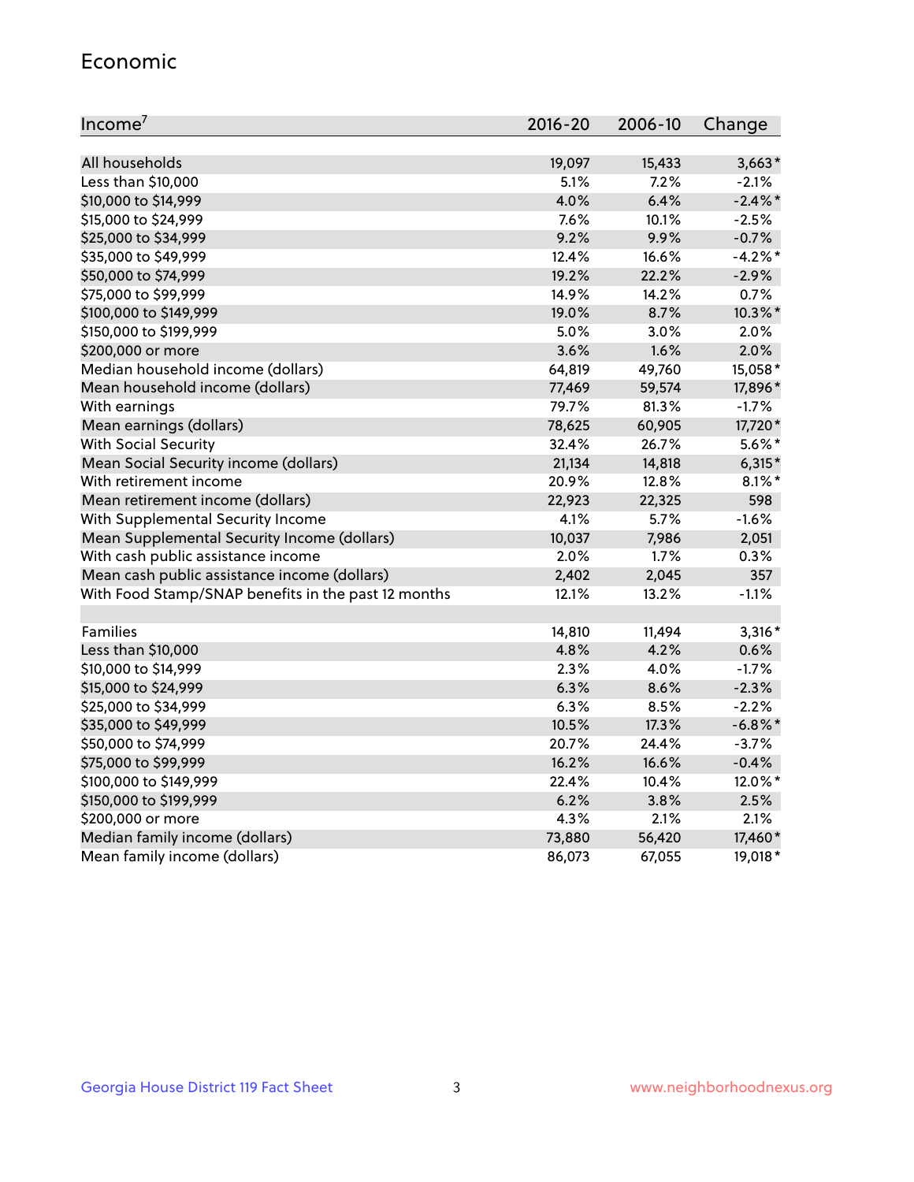## Economic

| Income[7] | 2016-20 | 2006-10 | Change |
|---|---|---|---|
| All households | 19,097 | 15,433 | 3,663* |
| Less than $10,000 | 5.1% | 7.2% | -2.1% |
| $10,000 to $14,999 | 4.0% | 6.4% | -2.4%* |
| $15,000 to $24,999 | 7.6% | 10.1% | -2.5% |
| $25,000 to $34,999 | 9.2% | 9.9% | -0.7% |
| $35,000 to $49,999 | 12.4% | 16.6% | -4.2%* |
| $50,000 to $74,999 | 19.2% | 22.2% | -2.9% |
| $75,000 to $99,999 | 14.9% | 14.2% | 0.7% |
| $100,000 to $149,999 | 19.0% | 8.7% | 10.3%* |
| $150,000 to $199,999 | 5.0% | 3.0% | 2.0% |
| $200,000 or more | 3.6% | 1.6% | 2.0% |
| Median household income (dollars) | 64,819 | 49,760 | 15,058* |
| Mean household income (dollars) | 77,469 | 59,574 | 17,896* |
| With earnings | 79.7% | 81.3% | -1.7% |
| Mean earnings (dollars) | 78,625 | 60,905 | 17,720* |
| With Social Security | 32.4% | 26.7% | 5.6%* |
| Mean Social Security income (dollars) | 21,134 | 14,818 | 6,315* |
| With retirement income | 20.9% | 12.8% | 8.1%* |
| Mean retirement income (dollars) | 22,923 | 22,325 | 598 |
| With Supplemental Security Income | 4.1% | 5.7% | -1.6% |
| Mean Supplemental Security Income (dollars) | 10,037 | 7,986 | 2,051 |
| With cash public assistance income | 2.0% | 1.7% | 0.3% |
| Mean cash public assistance income (dollars) | 2,402 | 2,045 | 357 |
| With Food Stamp/SNAP benefits in the past 12 months | 12.1% | 13.2% | -1.1% |
| | | | |
| Families | 14,810 | 11,494 | 3,316* |
| Less than $10,000 | 4.8% | 4.2% | 0.6% |
| $10,000 to $14,999 | 2.3% | 4.0% | -1.7% |
| $15,000 to $24,999 | 6.3% | 8.6% | -2.3% |
| $25,000 to $34,999 | 6.3% | 8.5% | -2.2% |
| $35,000 to $49,999 | 10.5% | 17.3% | -6.8%* |
| $50,000 to $74,999 | 20.7% | 24.4% | -3.7% |
| $75,000 to $99,999 | 16.2% | 16.6% | -0.4% |
| $100,000 to $149,999 | 22.4% | 10.4% | 12.0%* |
| $150,000 to $199,999 | 6.2% | 3.8% | 2.5% |
| $200,000 or more | 4.3% | 2.1% | 2.1% |
| Median family income (dollars) | 73,880 | 56,420 | 17,460* |
| Mean family income (dollars) | 86,073 | 67,055 | 19,018* |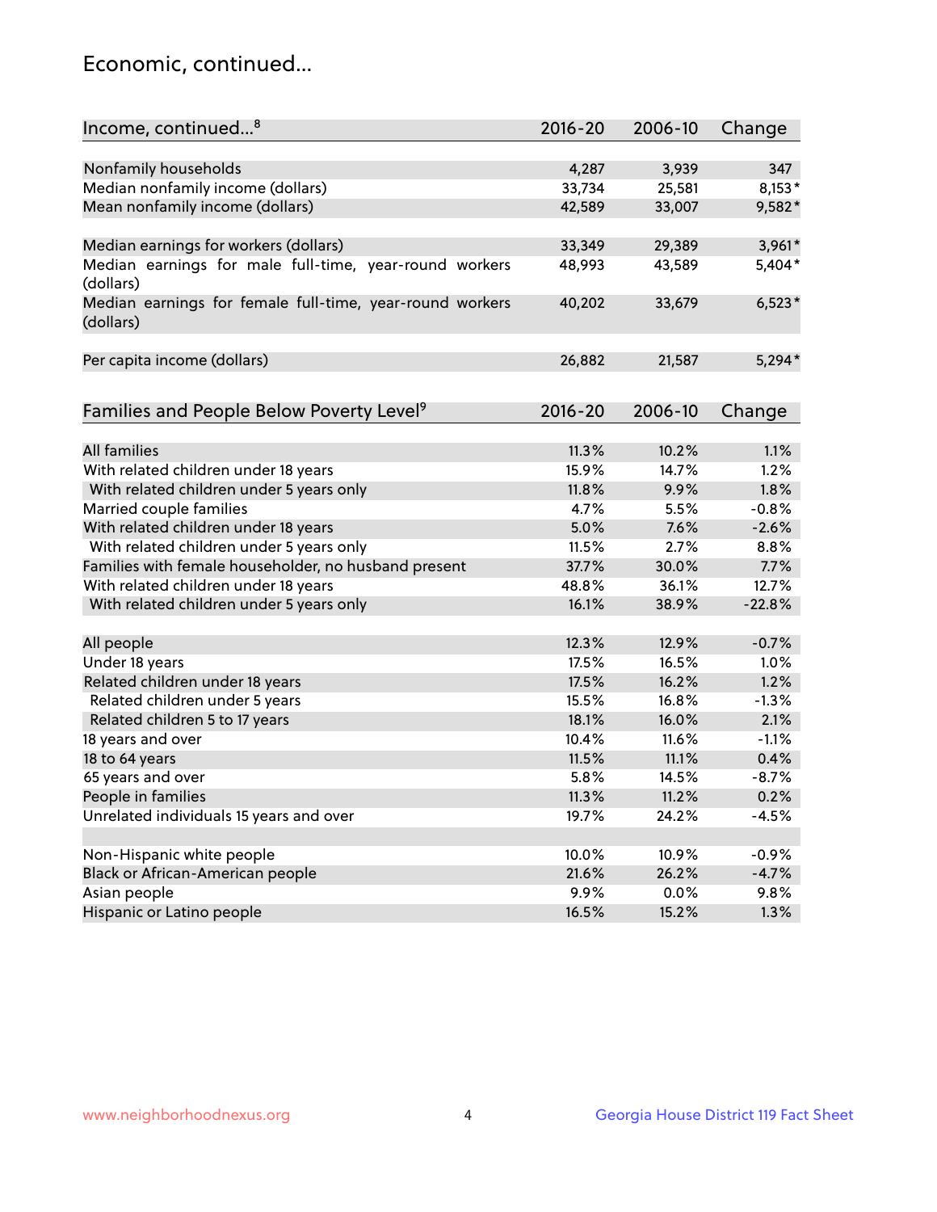# Economic, continued...

| Income, continued...[8] | 2016-20 | 2006-10 | Change |
|---|---|---|---|
| Nonfamily households | 4,287 | 3,939 | 347 |
| Median nonfamily income (dollars) | 33,734 | 25,581 | 8,153* |
| Mean nonfamily income (dollars) | 42,589 | 33,007 | 9,582* |
| Median earnings for workers (dollars) | 33,349 | 29,389 | 3,961* |
| Median earnings for male full-time, year-round workers (dollars) | 48,993 | 43,589 | 5,404* |
| Median earnings for female full-time, year-round workers (dollars) | 40,202 | 33,679 | 6,523* |
| Per capita income (dollars) | 26,882 | 21,587 | 5,294* |

| Families and People Below Poverty Level[9] | 2016-20 | 2006-10 | Change |
|---|---|---|---|
| All families | 11.3% | 10.2% | 1.1% |
| With related children under 18 years | 15.9% | 14.7% | 1.2% |
| With related children under 5 years only | 11.8% | 9.9% | 1.8% |
| Married couple families | 4.7% | 5.5% | -0.8% |
| With related children under 18 years | 5.0% | 7.6% | -2.6% |
| With related children under 5 years only | 11.5% | 2.7% | 8.8% |
| Families with female householder, no husband present | 37.7% | 30.0% | 7.7% |
| With related children under 18 years | 48.8% | 36.1% | 12.7% |
| With related children under 5 years only | 16.1% | 38.9% | -22.8% |
| All people | 12.3% | 12.9% | -0.7% |
| Under 18 years | 17.5% | 16.5% | 1.0% |
| Related children under 18 years | 17.5% | 16.2% | 1.2% |
| Related children under 5 years | 15.5% | 16.8% | -1.3% |
| Related children 5 to 17 years | 18.1% | 16.0% | 2.1% |
| 18 years and over | 10.4% | 11.6% | -1.1% |
| 18 to 64 years | 11.5% | 11.1% | 0.4% |
| 65 years and over | 5.8% | 14.5% | -8.7% |
| People in families | 11.3% | 11.2% | 0.2% |
| Unrelated individuals 15 years and over | 19.7% | 24.2% | -4.5% |
| Non-Hispanic white people | 10.0% | 10.9% | -0.9% |
| Black or African-American people | 21.6% | 26.2% | -4.7% |
| Asian people | 9.9% | 0.0% | 9.8% |
| Hispanic or Latino people | 16.5% | 15.2% | 1.3% |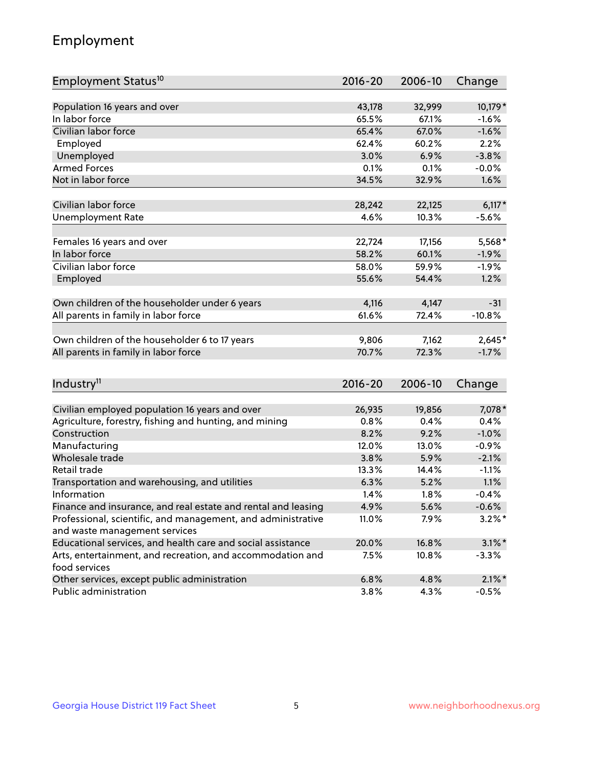# Employment

| Employment Status[10] | 2016-20 | 2006-10 | Change |
|---|---|---|---|
| Population 16 years and over | 43,178 | 32,999 | 10,179* |
| In labor force | 65.5% | 67.1% | -1.6% |
| Civilian labor force | 65.4% | 67.0% | -1.6% |
| Employed | 62.4% | 60.2% | 2.2% |
| Unemployed | 3.0% | 6.9% | -3.8% |
| Armed Forces | 0.1% | 0.1% | -0.0% |
| Not in labor force | 34.5% | 32.9% | 1.6% |
| | | | |
| Civilian labor force | 28,242 | 22,125 | 6,117* |
| Unemployment Rate | 4.6% | 10.3% | -5.6% |
| | | | |
| Females 16 years and over | 22,724 | 17,156 | 5,568* |
| In labor force | 58.2% | 60.1% | -1.9% |
| Civilian labor force | 58.0% | 59.9% | -1.9% |
| Employed | 55.6% | 54.4% | 1.2% |
| | | | |
| Own children of the householder under 6 years | 4,116 | 4,147 | -31 |
| All parents in family in labor force | 61.6% | 72.4% | -10.8% |
| | | | |
| Own children of the householder 6 to 17 years | 9,806 | 7,162 | 2,645* |
| All parents in family in labor force | 70.7% | 72.3% | -1.7% |

| Industry[11] | 2016-20 | 2006-10 | Change |
|---|---|---|---|
| Civilian employed population 16 years and over | 26,935 | 19,856 | 7,078* |
| Agriculture, forestry, fishing and hunting, and mining | 0.8% | 0.4% | 0.4% |
| Construction | 8.2% | 9.2% | -1.0% |
| Manufacturing | 12.0% | 13.0% | -0.9% |
| Wholesale trade | 3.8% | 5.9% | -2.1% |
| Retail trade | 13.3% | 14.4% | -1.1% |
| Transportation and warehousing, and utilities | 6.3% | 5.2% | 1.1% |
| Information | 1.4% | 1.8% | -0.4% |
| Finance and insurance, and real estate and rental and leasing | 4.9% | 5.6% | -0.6% |
| Professional, scientific, and management, and administrative and waste management services | 11.0% | 7.9% | 3.2%* |
| Educational services, and health care and social assistance | 20.0% | 16.8% | 3.1%* |
| Arts, entertainment, and recreation, and accommodation and food services | 7.5% | 10.8% | -3.3% |
| Other services, except public administration | 6.8% | 4.8% | 2.1%* |
| Public administration | 3.8% | 4.3% | -0.5% |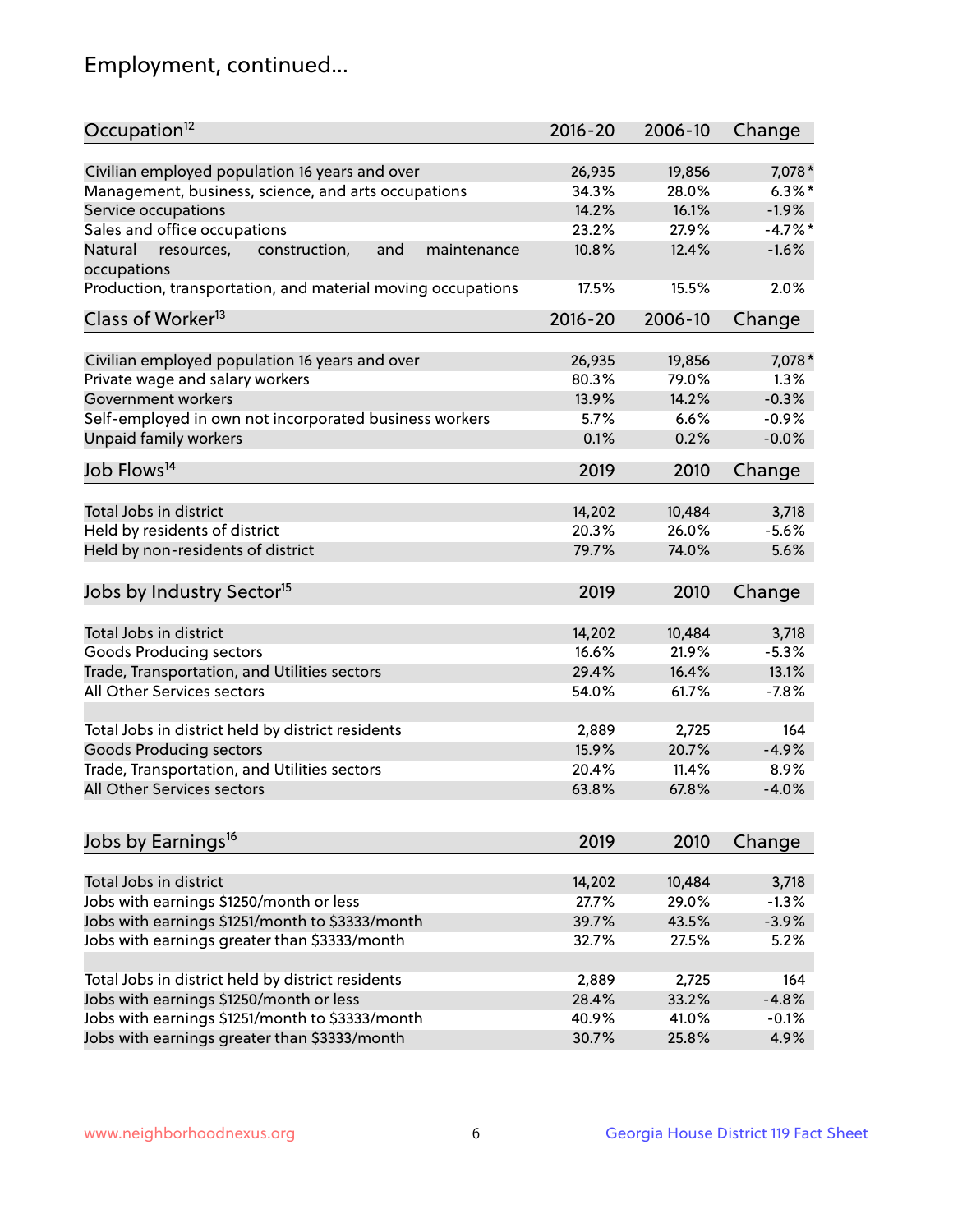## Employment, continued...

| Occupation[12] | 2016-20 | 2006-10 | Change |
|---|---|---|---|
| Civilian employed population 16 years and over | 26,935 | 19,856 | 7,078* |
| Management, business, science, and arts occupations | 34.3% | 28.0% | 6.3%* |
| Service occupations | 14.2% | 16.1% | -1.9% |
| Sales and office occupations | 23.2% | 27.9% | -4.7%* |
| Natural resources, construction, and maintenance occupations | 10.8% | 12.4% | -1.6% |
| Production, transportation, and material moving occupations | 17.5% | 15.5% | 2.0% |

| Class of Worker[13] | 2016-20 | 2006-10 | Change |
|---|---|---|---|
| Civilian employed population 16 years and over | 26,935 | 19,856 | 7,078* |
| Private wage and salary workers | 80.3% | 79.0% | 1.3% |
| Government workers | 13.9% | 14.2% | -0.3% |
| Self-employed in own not incorporated business workers | 5.7% | 6.6% | -0.9% |
| Unpaid family workers | 0.1% | 0.2% | -0.0% |

| Job Flows[14] | 2019 | 2010 | Change |
|---|---|---|---|
| Total Jobs in district | 14,202 | 10,484 | 3,718 |
| Held by residents of district | 20.3% | 26.0% | -5.6% |
| Held by non-residents of district | 79.7% | 74.0% | 5.6% |

| Jobs by Industry Sector[15] | 2019 | 2010 | Change |
|---|---|---|---|
| Total Jobs in district | 14,202 | 10,484 | 3,718 |
| Goods Producing sectors | 16.6% | 21.9% | -5.3% |
| Trade, Transportation, and Utilities sectors | 29.4% | 16.4% | 13.1% |
| All Other Services sectors | 54.0% | 61.7% | -7.8% |
| | | | |
| Total Jobs in district held by district residents | 2,889 | 2,725 | 164 |
| Goods Producing sectors | 15.9% | 20.7% | -4.9% |
| Trade, Transportation, and Utilities sectors | 20.4% | 11.4% | 8.9% |
| All Other Services sectors | 63.8% | 67.8% | -4.0% |

| Jobs by Earnings[16] | 2019 | 2010 | Change |
|---|---|---|---|
| Total Jobs in district | 14,202 | 10,484 | 3,718 |
| Jobs with earnings $1250/month or less | 27.7% | 29.0% | -1.3% |
| Jobs with earnings $1251/month to $3333/month | 39.7% | 43.5% | -3.9% |
| Jobs with earnings greater than $3333/month | 32.7% | 27.5% | 5.2% |
| | | | |
| Total Jobs in district held by district residents | 2,889 | 2,725 | 164 |
| Jobs with earnings $1250/month or less | 28.4% | 33.2% | -4.8% |
| Jobs with earnings $1251/month to $3333/month | 40.9% | 41.0% | -0.1% |
| Jobs with earnings greater than $3333/month | 30.7% | 25.8% | 4.9% |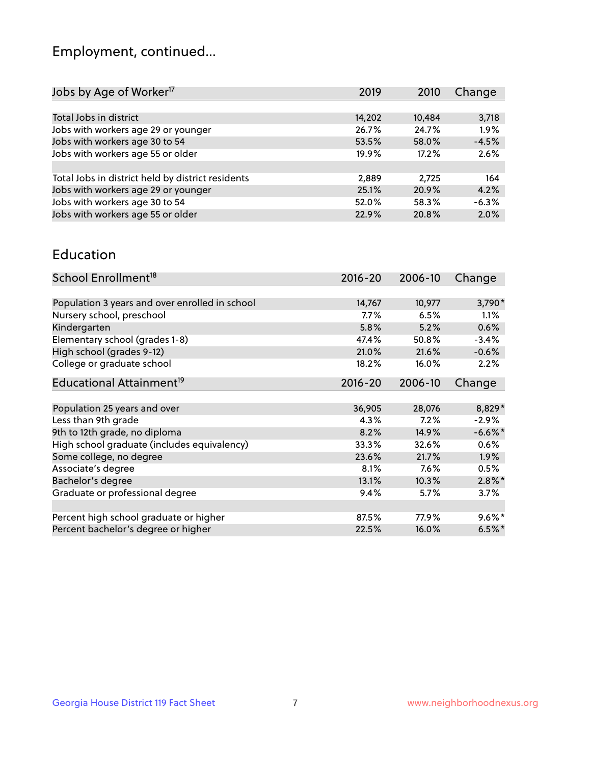# Employment, continued...

| Jobs by Age of Worker[17] | 2019 | 2010 | Change |
|---|---|---|---|
| Total Jobs in district | 14,202 | 10,484 | 3,718 |
| Jobs with workers age 29 or younger | 26.7% | 24.7% | 1.9% |
| Jobs with workers age 30 to 54 | 53.5% | 58.0% | -4.5% |
| Jobs with workers age 55 or older | 19.9% | 17.2% | 2.6% |
| | | | |
| Total Jobs in district held by district residents | 2,889 | 2,725 | 164 |
| Jobs with workers age 29 or younger | 25.1% | 20.9% | 4.2% |
| Jobs with workers age 30 to 54 | 52.0% | 58.3% | -6.3% |
| Jobs with workers age 55 or older | 22.9% | 20.8% | 2.0% |

## Education

| School Enrollment[18] | 2016-20 | 2006-10 | Change |
|---|---|---|---|
| Population 3 years and over enrolled in school | 14,767 | 10,977 | 3,790* |
| Nursery school, preschool | 7.7% | 6.5% | 1.1% |
| Kindergarten | 5.8% | 5.2% | 0.6% |
| Elementary school (grades 1-8) | 47.4% | 50.8% | -3.4% |
| High school (grades 9-12) | 21.0% | 21.6% | -0.6% |
| College or graduate school | 18.2% | 16.0% | 2.2% |

| Educational Attainment[19] | 2016-20 | 2006-10 | Change |
|---|---|---|---|
| Population 25 years and over | 36,905 | 28,076 | 8,829* |
| Less than 9th grade | 4.3% | 7.2% | -2.9% |
| 9th to 12th grade, no diploma | 8.2% | 14.9% | -6.6%* |
| High school graduate (includes equivalency) | 33.3% | 32.6% | 0.6% |
| Some college, no degree | 23.6% | 21.7% | 1.9% |
| Associate's degree | 8.1% | 7.6% | 0.5% |
| Bachelor's degree | 13.1% | 10.3% | 2.8%* |
| Graduate or professional degree | 9.4% | 5.7% | 3.7% |
| | | | |
| Percent high school graduate or higher | 87.5% | 77.9% | 9.6%* |
| Percent bachelor's degree or higher | 22.5% | 16.0% | 6.5%* |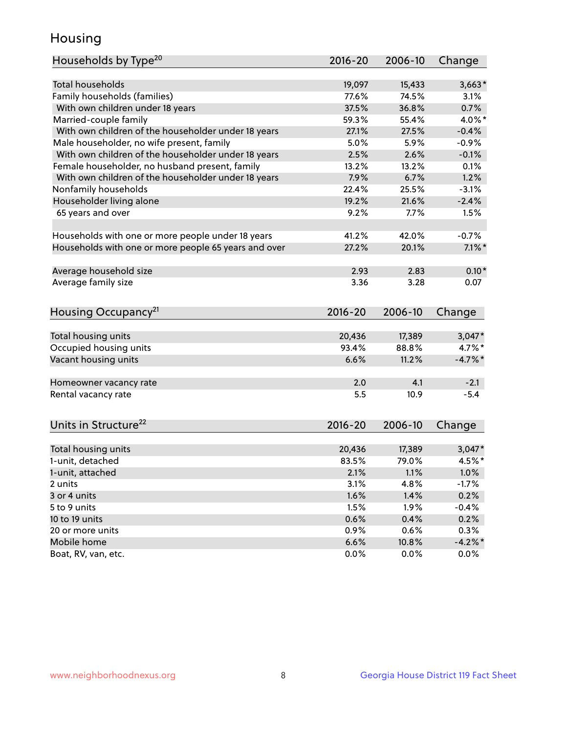# Housing

| Households by Type[20] | 2016-20 | 2006-10 | Change |
|---|---|---|---|
| Total households | 19,097 | 15,433 | 3,663* |
| Family households (families) | 77.6% | 74.5% | 3.1% |
| With own children under 18 years | 37.5% | 36.8% | 0.7% |
| Married-couple family | 59.3% | 55.4% | 4.0%* |
| With own children of the householder under 18 years | 27.1% | 27.5% | -0.4% |
| Male householder, no wife present, family | 5.0% | 5.9% | -0.9% |
| With own children of the householder under 18 years | 2.5% | 2.6% | -0.1% |
| Female householder, no husband present, family | 13.2% | 13.2% | 0.1% |
| With own children of the householder under 18 years | 7.9% | 6.7% | 1.2% |
| Nonfamily households | 22.4% | 25.5% | -3.1% |
| Householder living alone | 19.2% | 21.6% | -2.4% |
| 65 years and over | 9.2% | 7.7% | 1.5% |
| | | | |
| Households with one or more people under 18 years | 41.2% | 42.0% | -0.7% |
| Households with one or more people 65 years and over | 27.2% | 20.1% | 7.1%* |
| | | | |
| Average household size | 2.93 | 2.83 | 0.10* |
| Average family size | 3.36 | 3.28 | 0.07 |

| Housing Occupancy[21] | 2016-20 | 2006-10 | Change |
|---|---|---|---|
| Total housing units | 20,436 | 17,389 | 3,047* |
| Occupied housing units | 93.4% | 88.8% | 4.7%* |
| Vacant housing units | 6.6% | 11.2% | -4.7%* |
| | | | |
| Homeowner vacancy rate | 2.0 | 4.1 | -2.1 |
| Rental vacancy rate | 5.5 | 10.9 | -5.4 |

| Units in Structure[22] | 2016-20 | 2006-10 | Change |
|---|---|---|---|
| Total housing units | 20,436 | 17,389 | 3,047* |
| 1-unit, detached | 83.5% | 79.0% | 4.5%* |
| 1-unit, attached | 2.1% | 1.1% | 1.0% |
| 2 units | 3.1% | 4.8% | -1.7% |
| 3 or 4 units | 1.6% | 1.4% | 0.2% |
| 5 to 9 units | 1.5% | 1.9% | -0.4% |
| 10 to 19 units | 0.6% | 0.4% | 0.2% |
| 20 or more units | 0.9% | 0.6% | 0.3% |
| Mobile home | 6.6% | 10.8% | -4.2%* |
| Boat, RV, van, etc. | 0.0% | 0.0% | 0.0% |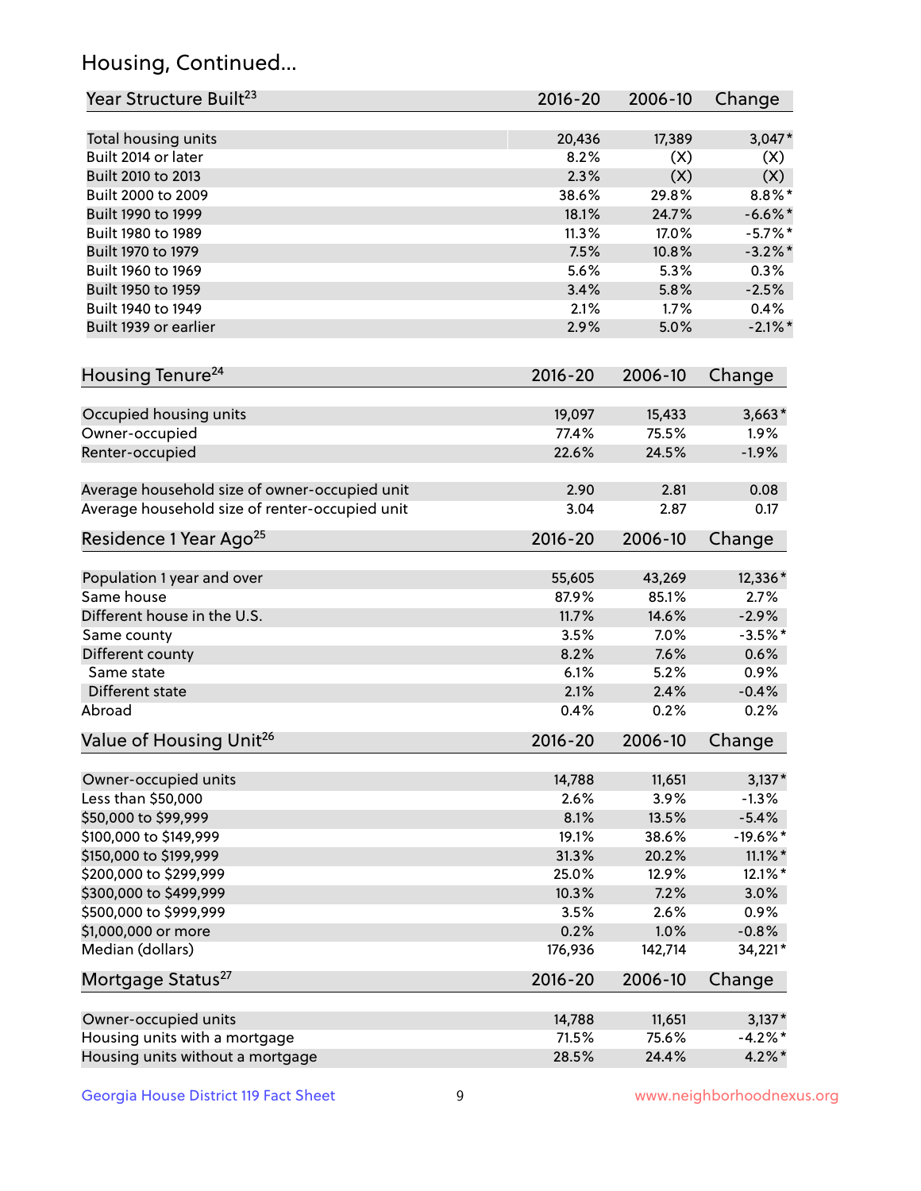## Housing, Continued...

| Year Structure Built[23] | 2016-20 | 2006-10 | Change |
|---|---|---|---|
| Total housing units | 20,436 | 17,389 | 3,047* |
| Built 2014 or later | 8.2% | (X) | (X) |
| Built 2010 to 2013 | 2.3% | (X) | (X) |
| Built 2000 to 2009 | 38.6% | 29.8% | 8.8%* |
| Built 1990 to 1999 | 18.1% | 24.7% | -6.6%* |
| Built 1980 to 1989 | 11.3% | 17.0% | -5.7%* |
| Built 1970 to 1979 | 7.5% | 10.8% | -3.2%* |
| Built 1960 to 1969 | 5.6% | 5.3% | 0.3% |
| Built 1950 to 1959 | 3.4% | 5.8% | -2.5% |
| Built 1940 to 1949 | 2.1% | 1.7% | 0.4% |
| Built 1939 or earlier | 2.9% | 5.0% | -2.1%* |

| Housing Tenure[24] | 2016-20 | 2006-10 | Change |
|---|---|---|---|
| Occupied housing units | 19,097 | 15,433 | 3,663* |
| Owner-occupied | 77.4% | 75.5% | 1.9% |
| Renter-occupied | 22.6% | 24.5% | -1.9% |
| Average household size of owner-occupied unit | 2.90 | 2.81 | 0.08 |
| Average household size of renter-occupied unit | 3.04 | 2.87 | 0.17 |

| Residence 1 Year Ago[25] | 2016-20 | 2006-10 | Change |
|---|---|---|---|
| Population 1 year and over | 55,605 | 43,269 | 12,336* |
| Same house | 87.9% | 85.1% | 2.7% |
| Different house in the U.S. | 11.7% | 14.6% | -2.9% |
| Same county | 3.5% | 7.0% | -3.5%* |
| Different county | 8.2% | 7.6% | 0.6% |
| Same state | 6.1% | 5.2% | 0.9% |
| Different state | 2.1% | 2.4% | -0.4% |
| Abroad | 0.4% | 0.2% | 0.2% |

| Value of Housing Unit[26] | 2016-20 | 2006-10 | Change |
|---|---|---|---|
| Owner-occupied units | 14,788 | 11,651 | 3,137* |
| Less than $50,000 | 2.6% | 3.9% | -1.3% |
| $50,000 to $99,999 | 8.1% | 13.5% | -5.4% |
| $100,000 to $149,999 | 19.1% | 38.6% | -19.6%* |
| $150,000 to $199,999 | 31.3% | 20.2% | 11.1%* |
| $200,000 to $299,999 | 25.0% | 12.9% | 12.1%* |
| $300,000 to $499,999 | 10.3% | 7.2% | 3.0% |
| $500,000 to $999,999 | 3.5% | 2.6% | 0.9% |
| $1,000,000 or more | 0.2% | 1.0% | -0.8% |
| Median (dollars) | 176,936 | 142,714 | 34,221* |

| Mortgage Status[27] | 2016-20 | 2006-10 | Change |
|---|---|---|---|
| Owner-occupied units | 14,788 | 11,651 | 3,137* |
| Housing units with a mortgage | 71.5% | 75.6% | -4.2%* |
| Housing units without a mortgage | 28.5% | 24.4% | 4.2%* |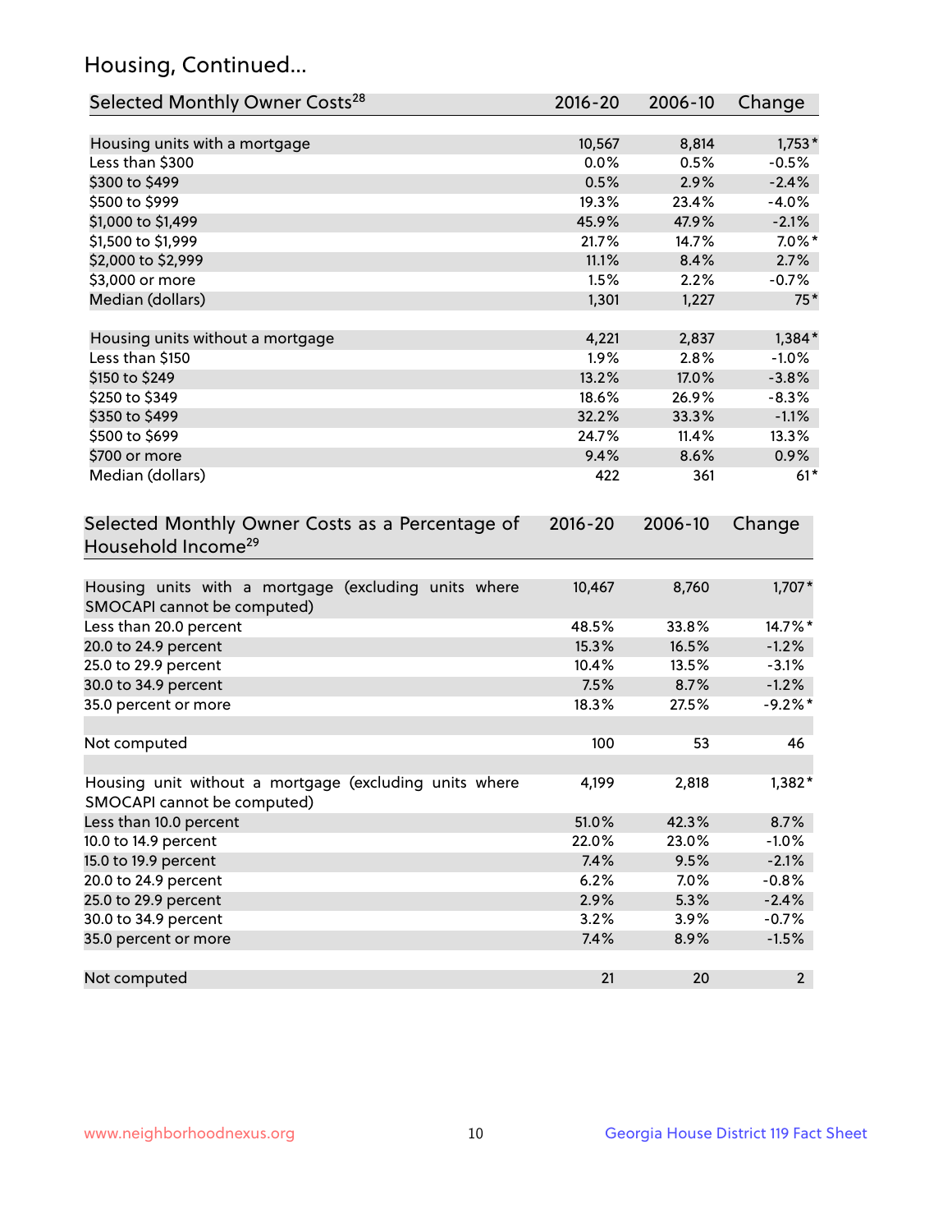## Housing, Continued...

| Selected Monthly Owner Costs[28] | 2016-20 | 2006-10 | Change |
|---|---|---|---|
| Housing units with a mortgage | 10,567 | 8,814 | 1,753* |
| Less than $300 | 0.0% | 0.5% | -0.5% |
| $300 to $499 | 0.5% | 2.9% | -2.4% |
| $500 to $999 | 19.3% | 23.4% | -4.0% |
| $1,000 to $1,499 | 45.9% | 47.9% | -2.1% |
| $1,500 to $1,999 | 21.7% | 14.7% | 7.0%* |
| $2,000 to $2,999 | 11.1% | 8.4% | 2.7% |
| $3,000 or more | 1.5% | 2.2% | -0.7% |
| Median (dollars) | 1,301 | 1,227 | 75* |
| Housing units without a mortgage | 4,221 | 2,837 | 1,384* |
| Less than $150 | 1.9% | 2.8% | -1.0% |
| $150 to $249 | 13.2% | 17.0% | -3.8% |
| $250 to $349 | 18.6% | 26.9% | -8.3% |
| $350 to $499 | 32.2% | 33.3% | -1.1% |
| $500 to $699 | 24.7% | 11.4% | 13.3% |
| $700 or more | 9.4% | 8.6% | 0.9% |
| Median (dollars) | 422 | 361 | 61* |

| Selected Monthly Owner Costs as a Percentage of Household Income[29] | 2016-20 | 2006-10 | Change |
|---|---|---|---|
| Housing units with a mortgage (excluding units where SMOCAPI cannot be computed) | 10,467 | 8,760 | 1,707* |
| Less than 20.0 percent | 48.5% | 33.8% | 14.7%* |
| 20.0 to 24.9 percent | 15.3% | 16.5% | -1.2% |
| 25.0 to 29.9 percent | 10.4% | 13.5% | -3.1% |
| 30.0 to 34.9 percent | 7.5% | 8.7% | -1.2% |
| 35.0 percent or more | 18.3% | 27.5% | -9.2%* |
| Not computed | 100 | 53 | 46 |
| Housing unit without a mortgage (excluding units where SMOCAPI cannot be computed) | 4,199 | 2,818 | 1,382* |
| Less than 10.0 percent | 51.0% | 42.3% | 8.7% |
| 10.0 to 14.9 percent | 22.0% | 23.0% | -1.0% |
| 15.0 to 19.9 percent | 7.4% | 9.5% | -2.1% |
| 20.0 to 24.9 percent | 6.2% | 7.0% | -0.8% |
| 25.0 to 29.9 percent | 2.9% | 5.3% | -2.4% |
| 30.0 to 34.9 percent | 3.2% | 3.9% | -0.7% |
| 35.0 percent or more | 7.4% | 8.9% | -1.5% |
| Not computed | 21 | 20 | 2 |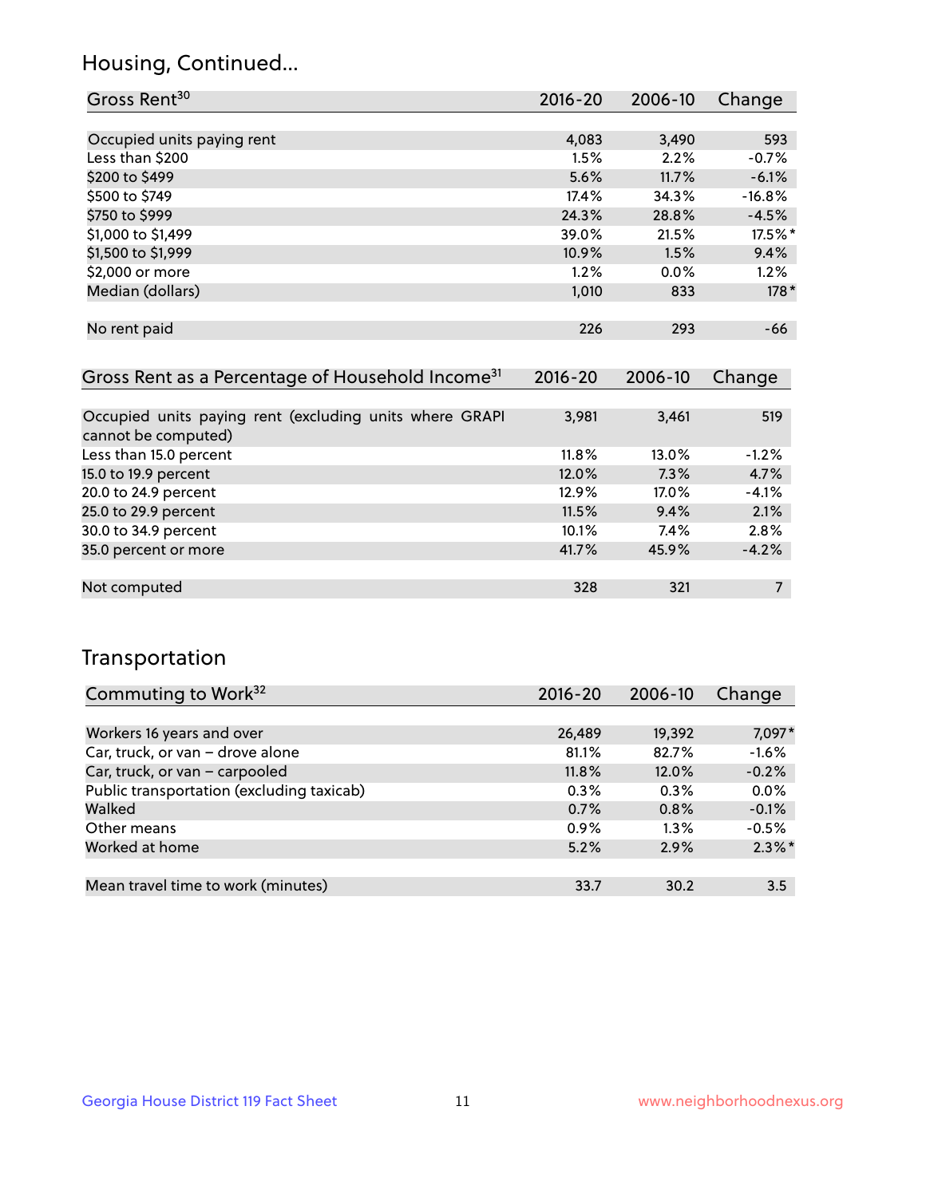# Housing, Continued...

| Gross Rent[30] | 2016-20 | 2006-10 | Change |
|---|---|---|---|
| Occupied units paying rent | 4,083 | 3,490 | 593 |
| Less than $200 | 1.5% | 2.2% | -0.7% |
| $200 to $499 | 5.6% | 11.7% | -6.1% |
| $500 to $749 | 17.4% | 34.3% | -16.8% |
| $750 to $999 | 24.3% | 28.8% | -4.5% |
| $1,000 to $1,499 | 39.0% | 21.5% | 17.5%* |
| $1,500 to $1,999 | 10.9% | 1.5% | 9.4% |
| $2,000 or more | 1.2% | 0.0% | 1.2% |
| Median (dollars) | 1,010 | 833 | 178* |
| No rent paid | 226 | 293 | -66 |

| Gross Rent as a Percentage of Household Income[31] | 2016-20 | 2006-10 | Change |
|---|---|---|---|
| Occupied units paying rent (excluding units where GRAPI cannot be computed) | 3,981 | 3,461 | 519 |
| Less than 15.0 percent | 11.8% | 13.0% | -1.2% |
| 15.0 to 19.9 percent | 12.0% | 7.3% | 4.7% |
| 20.0 to 24.9 percent | 12.9% | 17.0% | -4.1% |
| 25.0 to 29.9 percent | 11.5% | 9.4% | 2.1% |
| 30.0 to 34.9 percent | 10.1% | 7.4% | 2.8% |
| 35.0 percent or more | 41.7% | 45.9% | -4.2% |
| Not computed | 328 | 321 | 7 |

# Transportation

| Commuting to Work[32] | 2016-20 | 2006-10 | Change |
|---|---|---|---|
| Workers 16 years and over | 26,489 | 19,392 | 7,097* |
| Car, truck, or van – drove alone | 81.1% | 82.7% | -1.6% |
| Car, truck, or van – carpooled | 11.8% | 12.0% | -0.2% |
| Public transportation (excluding taxicab) | 0.3% | 0.3% | 0.0% |
| Walked | 0.7% | 0.8% | -0.1% |
| Other means | 0.9% | 1.3% | -0.5% |
| Worked at home | 5.2% | 2.9% | 2.3%* |
| Mean travel time to work (minutes) | 33.7 | 30.2 | 3.5 |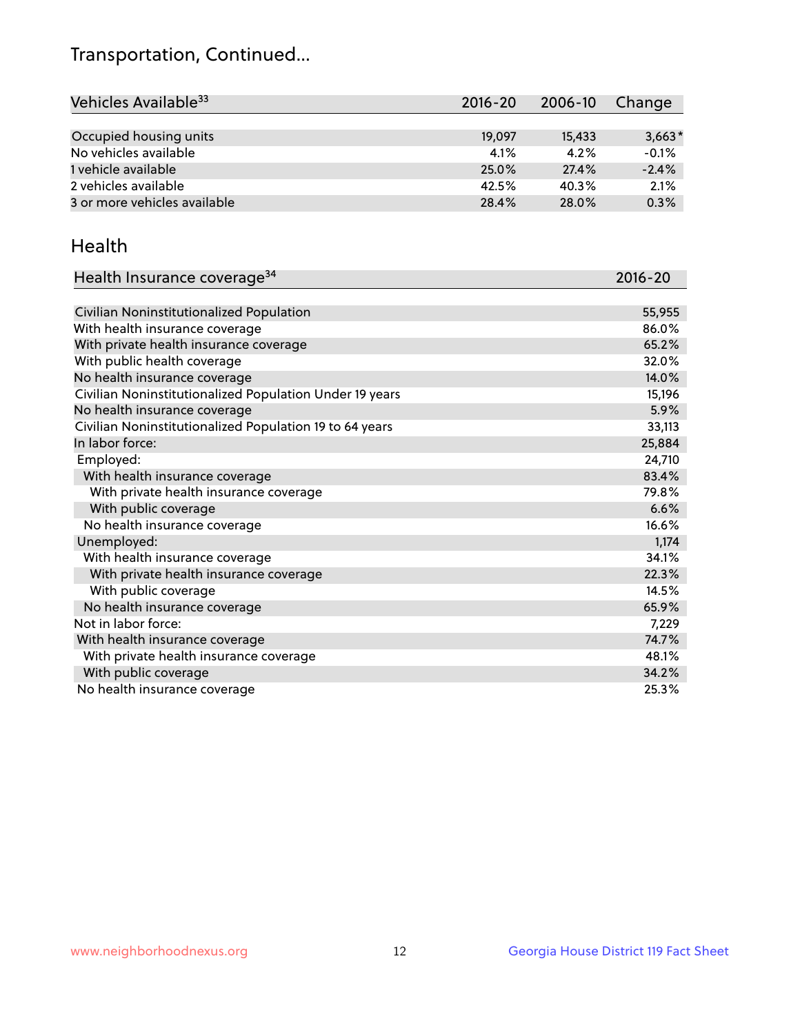## Transportation, Continued...

| Vehicles Available[33] | 2016-20 | 2006-10 | Change |
|---|---|---|---|
| Occupied housing units | 19,097 | 15,433 | 3,663* |
| No vehicles available | 4.1% | 4.2% | -0.1% |
| 1 vehicle available | 25.0% | 27.4% | -2.4% |
| 2 vehicles available | 42.5% | 40.3% | 2.1% |
| 3 or more vehicles available | 28.4% | 28.0% | 0.3% |

## Health

| Health Insurance coverage[34] | 2016-20 |
|---|---|
| Civilian Noninstitutionalized Population | 55,955 |
| With health insurance coverage | 86.0% |
| With private health insurance coverage | 65.2% |
| With public health coverage | 32.0% |
| No health insurance coverage | 14.0% |
| Civilian Noninstitutionalized Population Under 19 years | 15,196 |
| No health insurance coverage | 5.9% |
| Civilian Noninstitutionalized Population 19 to 64 years | 33,113 |
| In labor force: | 25,884 |
| Employed: | 24,710 |
| With health insurance coverage | 83.4% |
| With private health insurance coverage | 79.8% |
| With public coverage | 6.6% |
| No health insurance coverage | 16.6% |
| Unemployed: | 1,174 |
| With health insurance coverage | 34.1% |
| With private health insurance coverage | 22.3% |
| With public coverage | 14.5% |
| No health insurance coverage | 65.9% |
| Not in labor force: | 7,229 |
| With health insurance coverage | 74.7% |
| With private health insurance coverage | 48.1% |
| With public coverage | 34.2% |
| No health insurance coverage | 25.3% |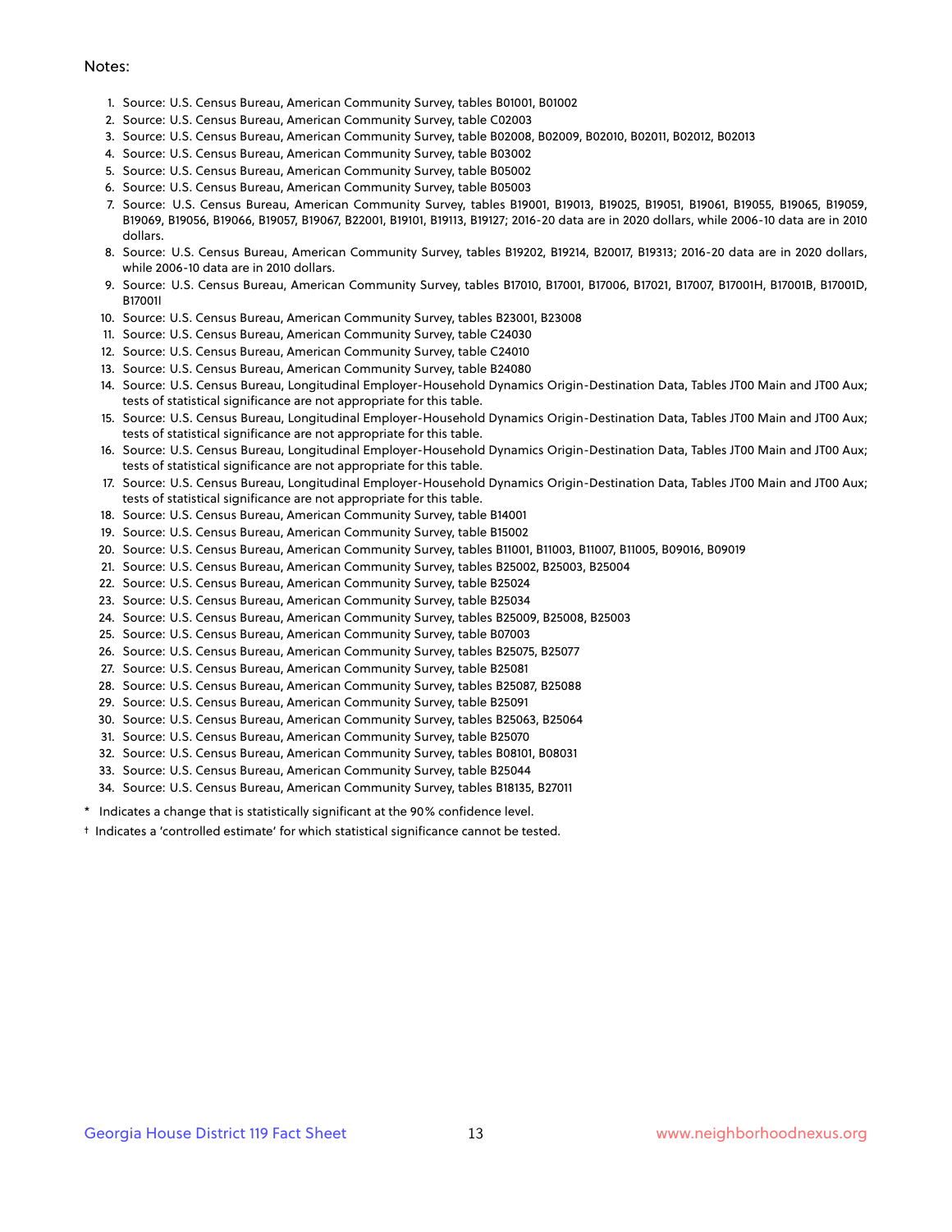Notes:

1. Source: U.S. Census Bureau, American Community Survey, tables B01001, B01002
2. Source: U.S. Census Bureau, American Community Survey, table C02003
3. Source: U.S. Census Bureau, American Community Survey, table B02008, B02009, B02010, B02011, B02012, B02013
4. Source: U.S. Census Bureau, American Community Survey, table B03002
5. Source: U.S. Census Bureau, American Community Survey, table B05002
6. Source: U.S. Census Bureau, American Community Survey, table B05003
7. Source: U.S. Census Bureau, American Community Survey, tables B19001, B19013, B19025, B19051, B19061, B19055, B19065, B19059, B19069, B19056, B19066, B19057, B19067, B22001, B19101, B19113, B19127; 2016-20 data are in 2020 dollars, while 2006-10 data are in 2010 dollars.
8. Source: U.S. Census Bureau, American Community Survey, tables B19202, B19214, B20017, B19313; 2016-20 data are in 2020 dollars, while 2006-10 data are in 2010 dollars.
9. Source: U.S. Census Bureau, American Community Survey, tables B17010, B17001, B17006, B17021, B17007, B17001H, B17001B, B17001D, B17001I
10. Source: U.S. Census Bureau, American Community Survey, tables B23001, B23008
11. Source: U.S. Census Bureau, American Community Survey, table C24030
12. Source: U.S. Census Bureau, American Community Survey, table C24010
13. Source: U.S. Census Bureau, American Community Survey, table B24080
14. Source: U.S. Census Bureau, Longitudinal Employer-Household Dynamics Origin-Destination Data, Tables JT00 Main and JT00 Aux; tests of statistical significance are not appropriate for this table.
15. Source: U.S. Census Bureau, Longitudinal Employer-Household Dynamics Origin-Destination Data, Tables JT00 Main and JT00 Aux; tests of statistical significance are not appropriate for this table.
16. Source: U.S. Census Bureau, Longitudinal Employer-Household Dynamics Origin-Destination Data, Tables JT00 Main and JT00 Aux; tests of statistical significance are not appropriate for this table.
17. Source: U.S. Census Bureau, Longitudinal Employer-Household Dynamics Origin-Destination Data, Tables JT00 Main and JT00 Aux; tests of statistical significance are not appropriate for this table.
18. Source: U.S. Census Bureau, American Community Survey, table B14001
19. Source: U.S. Census Bureau, American Community Survey, table B15002
20. Source: U.S. Census Bureau, American Community Survey, tables B11001, B11003, B11007, B11005, B09016, B09019
21. Source: U.S. Census Bureau, American Community Survey, tables B25002, B25003, B25004
22. Source: U.S. Census Bureau, American Community Survey, table B25024
23. Source: U.S. Census Bureau, American Community Survey, table B25034
24. Source: U.S. Census Bureau, American Community Survey, tables B25009, B25008, B25003
25. Source: U.S. Census Bureau, American Community Survey, table B07003
26. Source: U.S. Census Bureau, American Community Survey, tables B25075, B25077
27. Source: U.S. Census Bureau, American Community Survey, table B25081
28. Source: U.S. Census Bureau, American Community Survey, tables B25087, B25088
29. Source: U.S. Census Bureau, American Community Survey, table B25091
30. Source: U.S. Census Bureau, American Community Survey, tables B25063, B25064
31. Source: U.S. Census Bureau, American Community Survey, table B25070
32. Source: U.S. Census Bureau, American Community Survey, tables B08101, B08031
33. Source: U.S. Census Bureau, American Community Survey, table B25044
34. Source: U.S. Census Bureau, American Community Survey, tables B18135, B27011

\* Indicates a change that is statistically significant at the 90% confidence level.

† Indicates a 'controlled estimate' for which statistical significance cannot be tested.